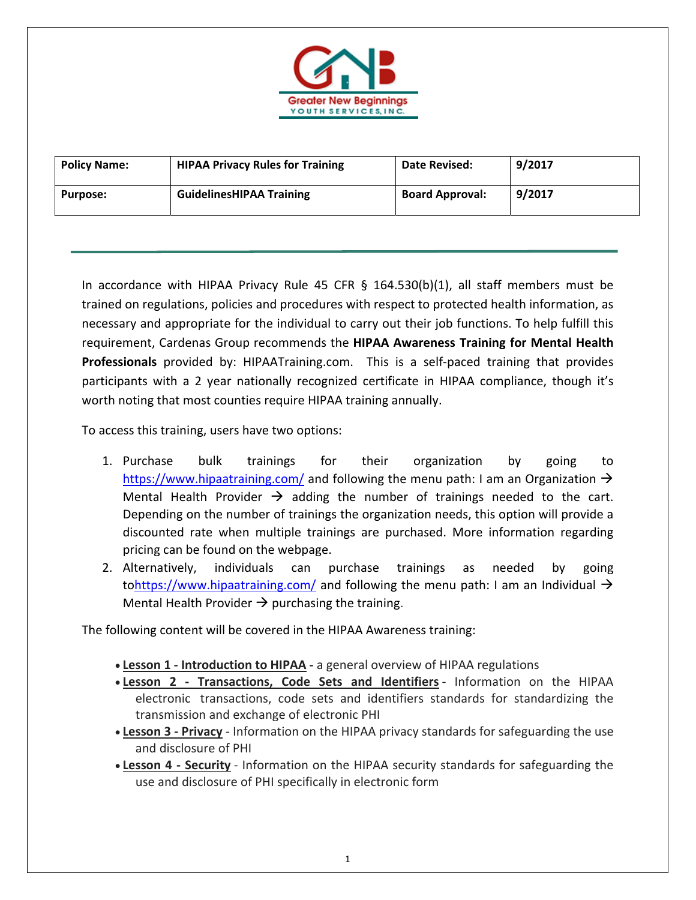Greater New Beginnings
YOUTH SERVICES, INC.

| | | | |
|---|---|---|---|
| **Policy Name:** | **HIPAA Privacy Rules for Training** | **Date Revised:** | **9/2017** |
| **Purpose:** | **GuidelinesHIPAA Training** | **Board Approval:** | **9/2017** |

In accordance with HIPAA Privacy Rule 45 CFR § 164.530(b)(1), all staff members must be trained on regulations, policies and procedures with respect to protected health information, as necessary and appropriate for the individual to carry out their job functions. To help fulfill this requirement, Cardenas Group recommends the **HIPAA Awareness Training for Mental Health Professionals** provided by: HIPAATraining.com. This is a self-paced training that provides participants with a 2 year nationally recognized certificate in HIPAA compliance, though it's worth noting that most counties require HIPAA training annually.

To access this training, users have two options:

1. Purchase bulk trainings for their organization by going to https://www.hipaatraining.com/ and following the menu path: I am an Organization → Mental Health Provider → adding the number of trainings needed to the cart. Depending on the number of trainings the organization needs, this option will provide a discounted rate when multiple trainings are purchased. More information regarding pricing can be found on the webpage.
2. Alternatively, individuals can purchase trainings as needed by going tohttps://www.hipaatraining.com/ and following the menu path: I am an Individual → Mental Health Provider → purchasing the training.

The following content will be covered in the HIPAA Awareness training:

- **Lesson 1 - Introduction to HIPAA -** a general overview of HIPAA regulations
- **Lesson 2 - Transactions, Code Sets and Identifiers** - Information on the HIPAA electronic transactions, code sets and identifiers standards for standardizing the transmission and exchange of electronic PHI
- **Lesson 3 - Privacy** - Information on the HIPAA privacy standards for safeguarding the use and disclosure of PHI
- **Lesson 4 - Security** - Information on the HIPAA security standards for safeguarding the use and disclosure of PHI specifically in electronic form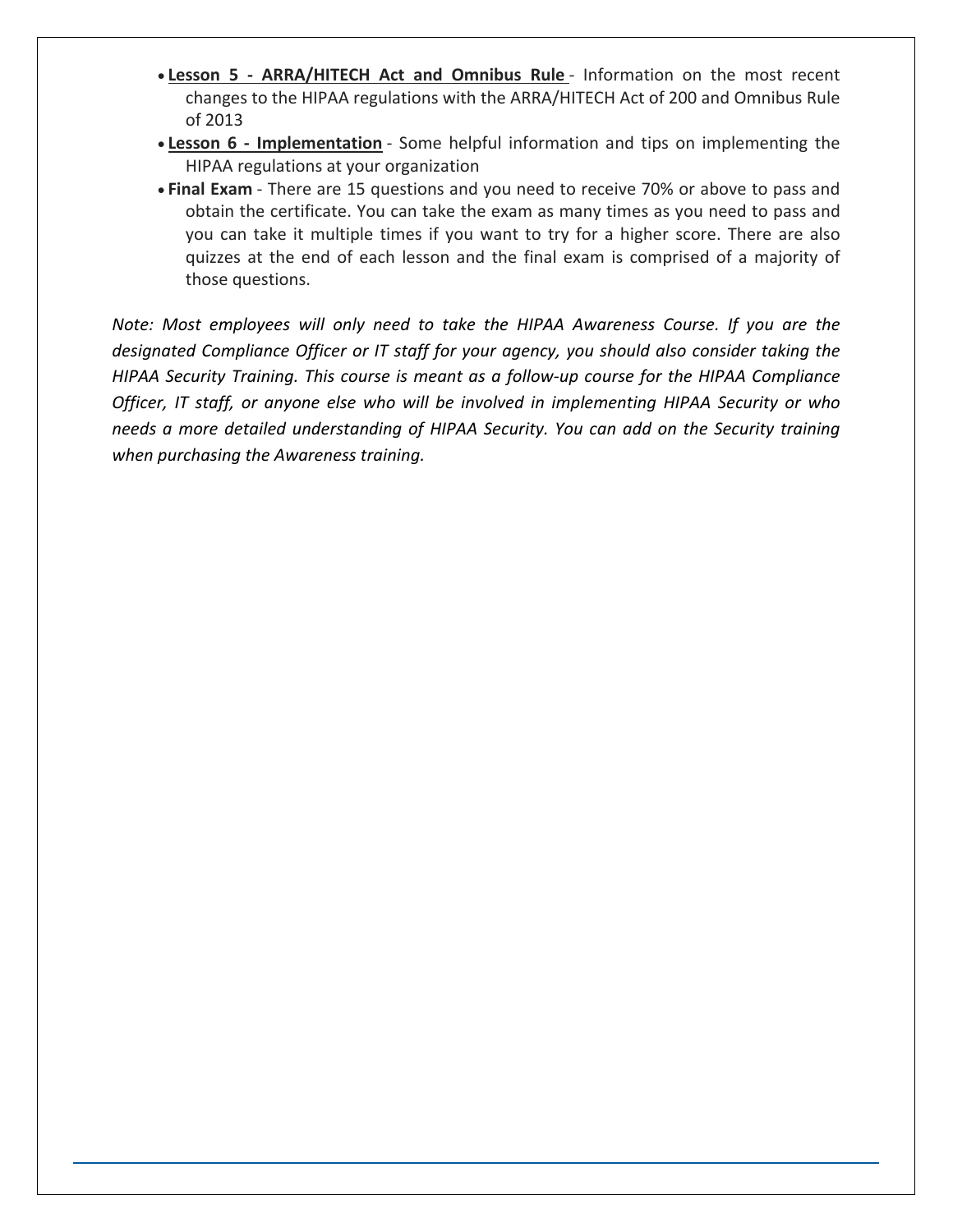- **Lesson 5 - ARRA/HITECH Act and Omnibus Rule** - Information on the most recent changes to the HIPAA regulations with the ARRA/HITECH Act of 200 and Omnibus Rule of 2013
- **Lesson 6 - Implementation** - Some helpful information and tips on implementing the HIPAA regulations at your organization
- **Final Exam** - There are 15 questions and you need to receive 70% or above to pass and obtain the certificate. You can take the exam as many times as you need to pass and you can take it multiple times if you want to try for a higher score. There are also quizzes at the end of each lesson and the final exam is comprised of a majority of those questions.

*Note: Most employees will only need to take the HIPAA Awareness Course. If you are the designated Compliance Officer or IT staff for your agency, you should also consider taking the HIPAA Security Training. This course is meant as a follow-up course for the HIPAA Compliance Officer, IT staff, or anyone else who will be involved in implementing HIPAA Security or who needs a more detailed understanding of HIPAA Security. You can add on the Security training when purchasing the Awareness training.*